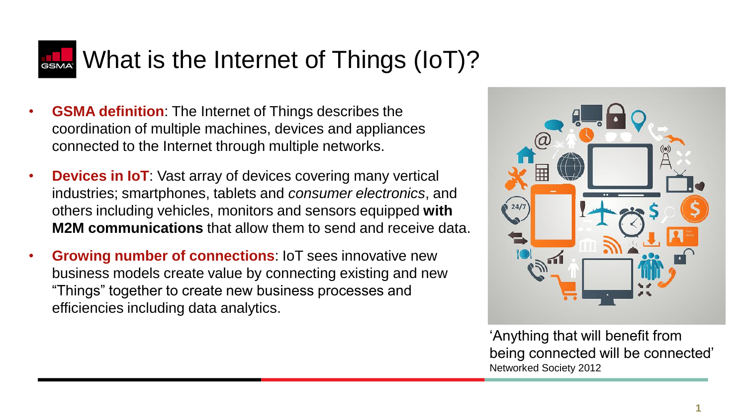# What is the Internet of Things (IoT)?

- **GSMA definition**: The Internet of Things describes the coordination of multiple machines, devices and appliances connected to the Internet through multiple networks.
- **Devices in IoT**: Vast array of devices covering many vertical industries; smartphones, tablets and *consumer electronics*, and others including vehicles, monitors and sensors equipped **with M2M communications** that allow them to send and receive data.
- **Growing number of connections**: IoT sees innovative new business models create value by connecting existing and new "Things" together to create new business processes and efficiencies including data analytics.

'Anything that will benefit from being connected will be connected'
Networked Society 2012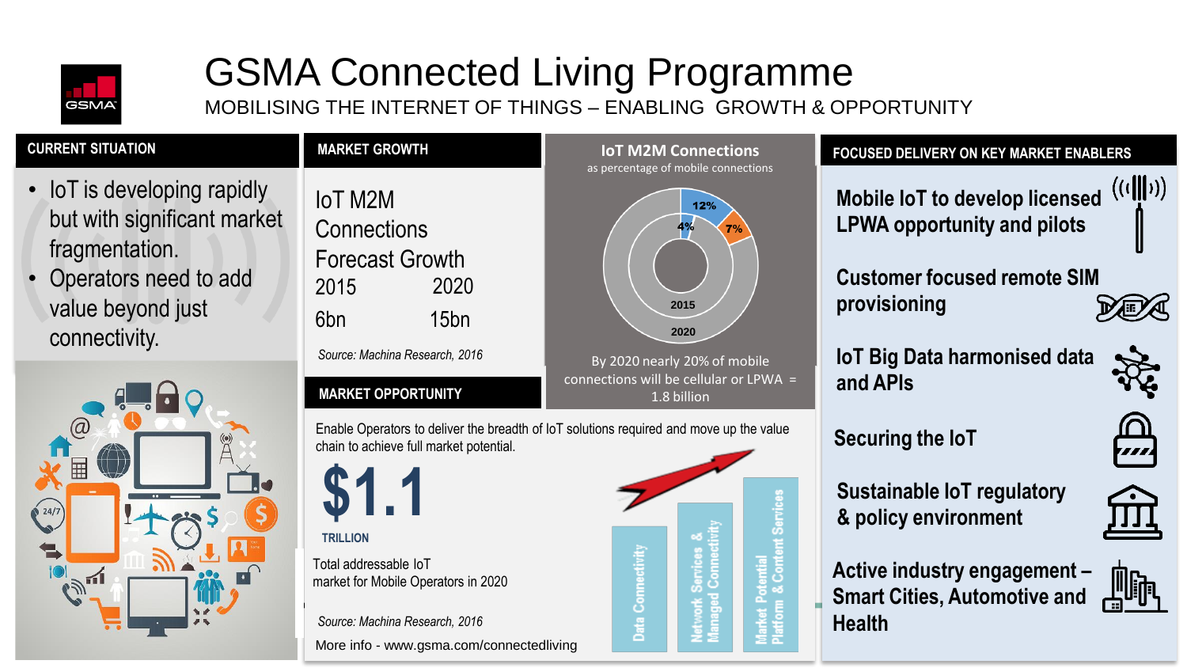# GSMA Connected Living Programme

MOBILISING THE INTERNET OF THINGS – ENABLING GROWTH & OPPORTUNITY

## CURRENT SITUATION

- IoT is developing rapidly but with significant market fragmentation.
- Operators need to add value beyond just connectivity.

## MARKET GROWTH

IoT M2M Connections Forecast Growth

| 2015 | 2020 |
| --- | --- |
| 6bn | 15bn |

*Source: Machina Research, 2016*

## IoT M2M Connections

as percentage of mobile connections

12%
4%
7%
2015
2020

By 2020 nearly 20% of mobile connections will be cellular or LPWA = 1.8 billion

## MARKET OPPORTUNITY

Enable Operators to deliver the breadth of IoT solutions required and move up the value chain to achieve full market potential.

**$1.1**

**TRILLION**

Total addressable IoT market for Mobile Operators in 2020

*Source: Machina Research, 2016*

More info - www.gsma.com/connectedliving

Data Connectivity
Network Services & Managed Connectivity
Market Potential Platform & Content Services

## FOCUSED DELIVERY ON KEY MARKET ENABLERS

**Mobile IoT to develop licensed LPWA opportunity and pilots**

**Customer focused remote SIM provisioning**

**IoT Big Data harmonised data and APIs**

**Securing the IoT**

**Sustainable IoT regulatory & policy environment**

**Active industry engagement – Smart Cities, Automotive and Health**